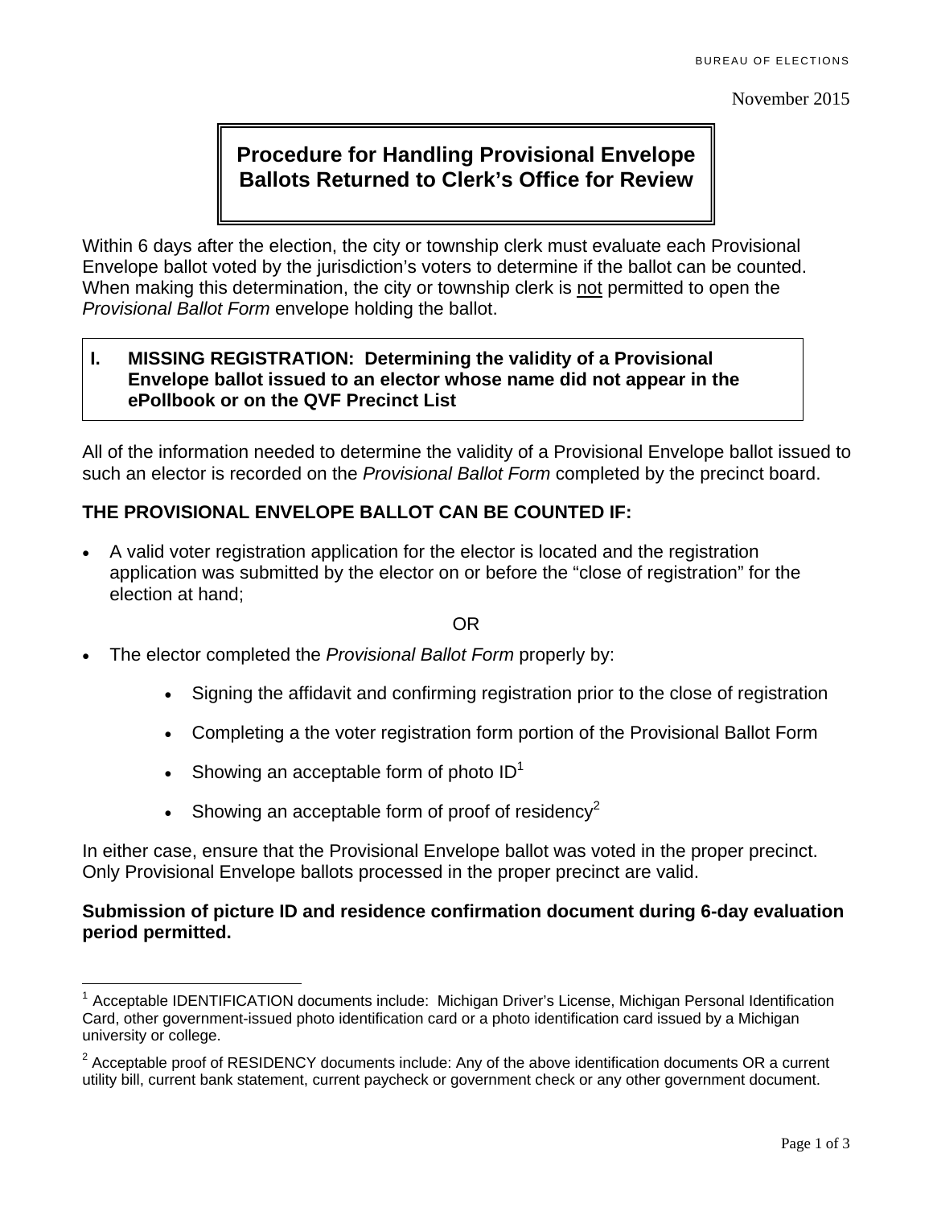BUREAU OF ELECTIONS

November 2015

# Procedure for Handling Provisional Envelope Ballots Returned to Clerk's Office for Review

Within 6 days after the election, the city or township clerk must evaluate each Provisional Envelope ballot voted by the jurisdiction's voters to determine if the ballot can be counted. When making this determination, the city or township clerk is not permitted to open the *Provisional Ballot Form* envelope holding the ballot.

## I. MISSING REGISTRATION: Determining the validity of a Provisional Envelope ballot issued to an elector whose name did not appear in the ePollbook or on the QVF Precinct List

All of the information needed to determine the validity of a Provisional Envelope ballot issued to such an elector is recorded on the *Provisional Ballot Form* completed by the precinct board.

**THE PROVISIONAL ENVELOPE BALLOT CAN BE COUNTED IF:**

- A valid voter registration application for the elector is located and the registration application was submitted by the elector on or before the "close of registration" for the election at hand;

OR

- The elector completed the *Provisional Ballot Form* properly by:
  - Signing the affidavit and confirming registration prior to the close of registration
  - Completing a the voter registration form portion of the Provisional Ballot Form
  - Showing an acceptable form of photo ID[1]
  - Showing an acceptable form of proof of residency[2]

In either case, ensure that the Provisional Envelope ballot was voted in the proper precinct. Only Provisional Envelope ballots processed in the proper precinct are valid.

**Submission of picture ID and residence confirmation document during 6-day evaluation period permitted.**

---

[1] Acceptable IDENTIFICATION documents include: Michigan Driver's License, Michigan Personal Identification Card, other government-issued photo identification card or a photo identification card issued by a Michigan university or college.

[2] Acceptable proof of RESIDENCY documents include: Any of the above identification documents OR a current utility bill, current bank statement, current paycheck or government check or any other government document.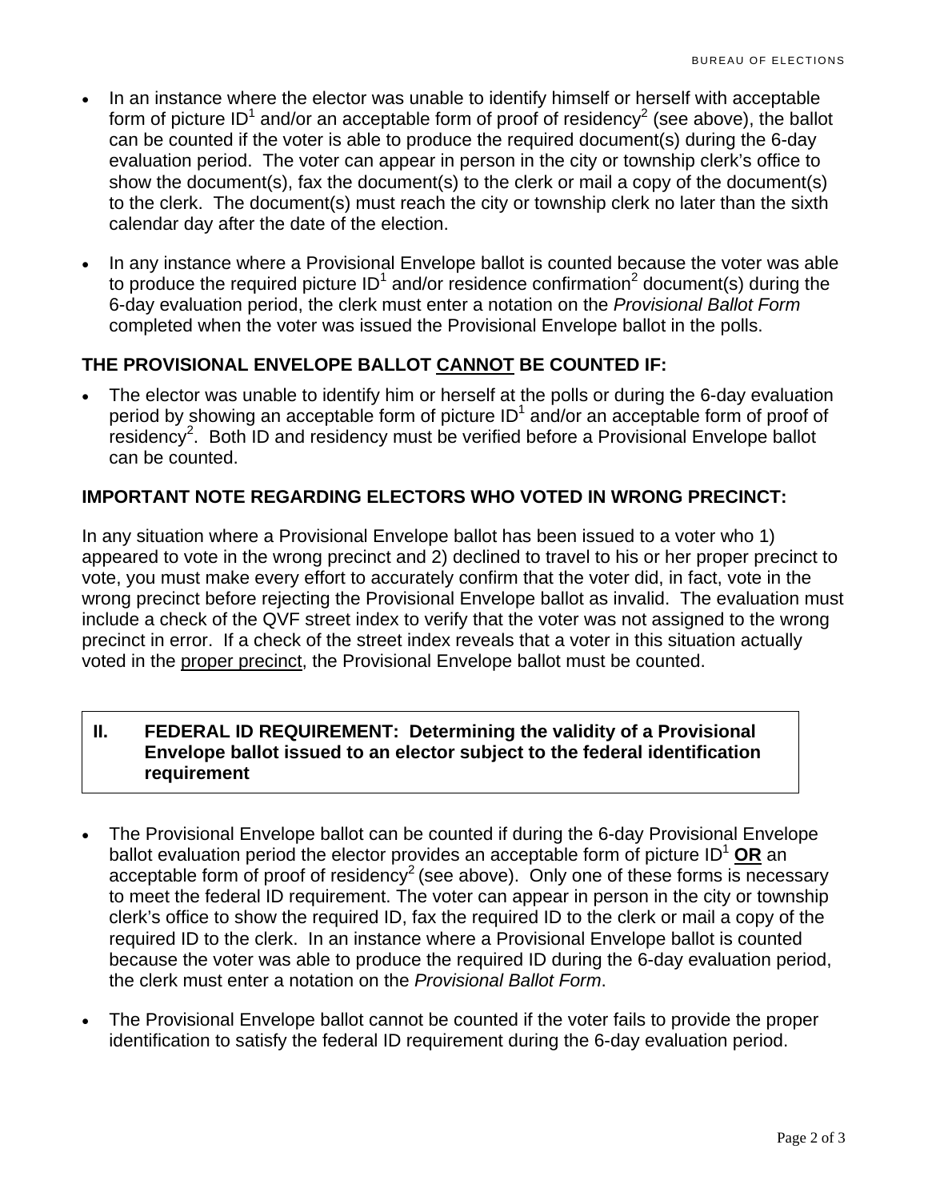- In an instance where the elector was unable to identify himself or herself with acceptable form of picture ID[1] and/or an acceptable form of proof of residency[2] (see above), the ballot can be counted if the voter is able to produce the required document(s) during the 6-day evaluation period. The voter can appear in person in the city or township clerk's office to show the document(s), fax the document(s) to the clerk or mail a copy of the document(s) to the clerk. The document(s) must reach the city or township clerk no later than the sixth calendar day after the date of the election.

- In any instance where a Provisional Envelope ballot is counted because the voter was able to produce the required picture ID[1] and/or residence confirmation[2] document(s) during the 6-day evaluation period, the clerk must enter a notation on the *Provisional Ballot Form* completed when the voter was issued the Provisional Envelope ballot in the polls.

**THE PROVISIONAL ENVELOPE BALLOT <u>CANNOT</u> BE COUNTED IF:**

- The elector was unable to identify him or herself at the polls or during the 6-day evaluation period by showing an acceptable form of picture ID[1] and/or an acceptable form of proof of residency[2]. Both ID and residency must be verified before a Provisional Envelope ballot can be counted.

**IMPORTANT NOTE REGARDING ELECTORS WHO VOTED IN WRONG PRECINCT:**

In any situation where a Provisional Envelope ballot has been issued to a voter who 1) appeared to vote in the wrong precinct and 2) declined to travel to his or her proper precinct to vote, you must make every effort to accurately confirm that the voter did, in fact, vote in the wrong precinct before rejecting the Provisional Envelope ballot as invalid. The evaluation must include a check of the QVF street index to verify that the voter was not assigned to the wrong precinct in error. If a check of the street index reveals that a voter in this situation actually voted in the <u>proper precinct</u>, the Provisional Envelope ballot must be counted.

## II. FEDERAL ID REQUIREMENT: Determining the validity of a Provisional Envelope ballot issued to an elector subject to the federal identification requirement

- The Provisional Envelope ballot can be counted if during the 6-day Provisional Envelope ballot evaluation period the elector provides an acceptable form of picture ID[1] **<u>OR</u>** an acceptable form of proof of residency[2] (see above). Only one of these forms is necessary to meet the federal ID requirement. The voter can appear in person in the city or township clerk's office to show the required ID, fax the required ID to the clerk or mail a copy of the required ID to the clerk. In an instance where a Provisional Envelope ballot is counted because the voter was able to produce the required ID during the 6-day evaluation period, the clerk must enter a notation on the *Provisional Ballot Form*.

- The Provisional Envelope ballot cannot be counted if the voter fails to provide the proper identification to satisfy the federal ID requirement during the 6-day evaluation period.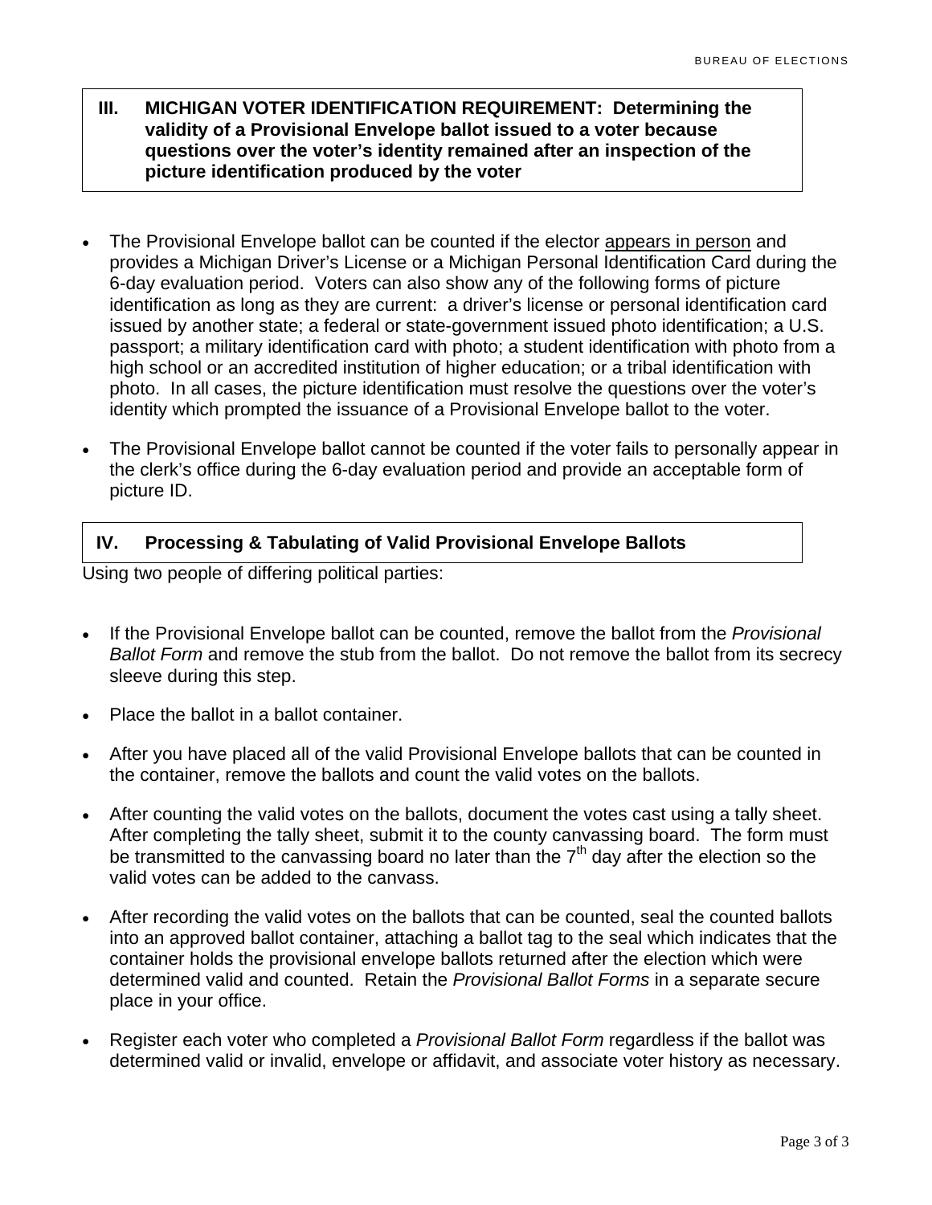## III. MICHIGAN VOTER IDENTIFICATION REQUIREMENT: Determining the validity of a Provisional Envelope ballot issued to a voter because questions over the voter's identity remained after an inspection of the picture identification produced by the voter

- The Provisional Envelope ballot can be counted if the elector appears in person and provides a Michigan Driver's License or a Michigan Personal Identification Card during the 6-day evaluation period. Voters can also show any of the following forms of picture identification as long as they are current: a driver's license or personal identification card issued by another state; a federal or state-government issued photo identification; a U.S. passport; a military identification card with photo; a student identification with photo from a high school or an accredited institution of higher education; or a tribal identification with photo. In all cases, the picture identification must resolve the questions over the voter's identity which prompted the issuance of a Provisional Envelope ballot to the voter.
- The Provisional Envelope ballot cannot be counted if the voter fails to personally appear in the clerk's office during the 6-day evaluation period and provide an acceptable form of picture ID.

## IV. Processing & Tabulating of Valid Provisional Envelope Ballots

Using two people of differing political parties:

- If the Provisional Envelope ballot can be counted, remove the ballot from the *Provisional Ballot Form* and remove the stub from the ballot. Do not remove the ballot from its secrecy sleeve during this step.
- Place the ballot in a ballot container.
- After you have placed all of the valid Provisional Envelope ballots that can be counted in the container, remove the ballots and count the valid votes on the ballots.
- After counting the valid votes on the ballots, document the votes cast using a tally sheet. After completing the tally sheet, submit it to the county canvassing board. The form must be transmitted to the canvassing board no later than the 7th day after the election so the valid votes can be added to the canvass.
- After recording the valid votes on the ballots that can be counted, seal the counted ballots into an approved ballot container, attaching a ballot tag to the seal which indicates that the container holds the provisional envelope ballots returned after the election which were determined valid and counted. Retain the *Provisional Ballot Forms* in a separate secure place in your office.
- Register each voter who completed a *Provisional Ballot Form* regardless if the ballot was determined valid or invalid, envelope or affidavit, and associate voter history as necessary.